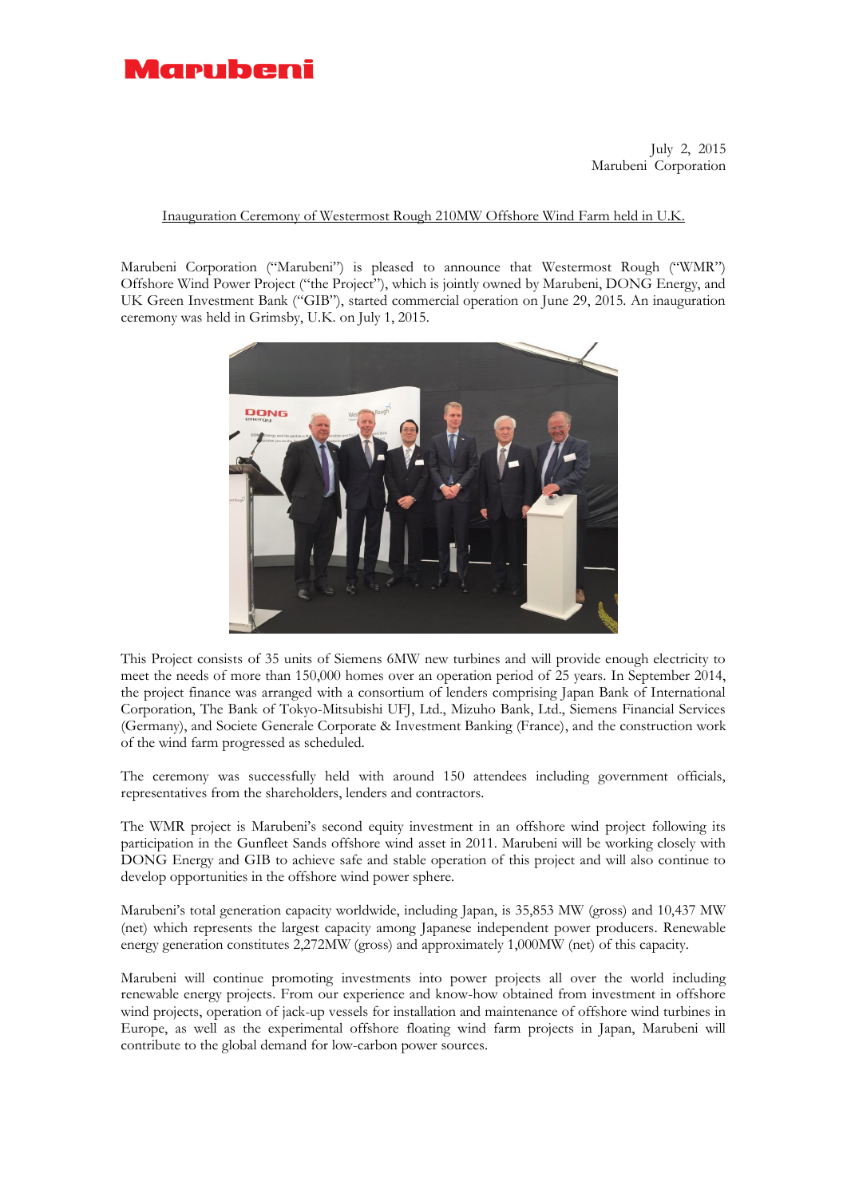Marubeni

July 2, 2015
Marubeni Corporation

# Inauguration Ceremony of Westermost Rough 210MW Offshore Wind Farm held in U.K.

Marubeni Corporation ("Marubeni") is pleased to announce that Westermost Rough ("WMR") Offshore Wind Power Project ("the Project"), which is jointly owned by Marubeni, DONG Energy, and UK Green Investment Bank ("GIB"), started commercial operation on June 29, 2015. An inauguration ceremony was held in Grimsby, U.K. on July 1, 2015.

This Project consists of 35 units of Siemens 6MW new turbines and will provide enough electricity to meet the needs of more than 150,000 homes over an operation period of 25 years. In September 2014, the project finance was arranged with a consortium of lenders comprising Japan Bank of International Corporation, The Bank of Tokyo-Mitsubishi UFJ, Ltd., Mizuho Bank, Ltd., Siemens Financial Services (Germany), and Societe Generale Corporate & Investment Banking (France), and the construction work of the wind farm progressed as scheduled.

The ceremony was successfully held with around 150 attendees including government officials, representatives from the shareholders, lenders and contractors.

The WMR project is Marubeni's second equity investment in an offshore wind project following its participation in the Gunfleet Sands offshore wind asset in 2011. Marubeni will be working closely with DONG Energy and GIB to achieve safe and stable operation of this project and will also continue to develop opportunities in the offshore wind power sphere.

Marubeni's total generation capacity worldwide, including Japan, is 35,853 MW (gross) and 10,437 MW (net) which represents the largest capacity among Japanese independent power producers. Renewable energy generation constitutes 2,272MW (gross) and approximately 1,000MW (net) of this capacity.

Marubeni will continue promoting investments into power projects all over the world including renewable energy projects. From our experience and know-how obtained from investment in offshore wind projects, operation of jack-up vessels for installation and maintenance of offshore wind turbines in Europe, as well as the experimental offshore floating wind farm projects in Japan, Marubeni will contribute to the global demand for low-carbon power sources.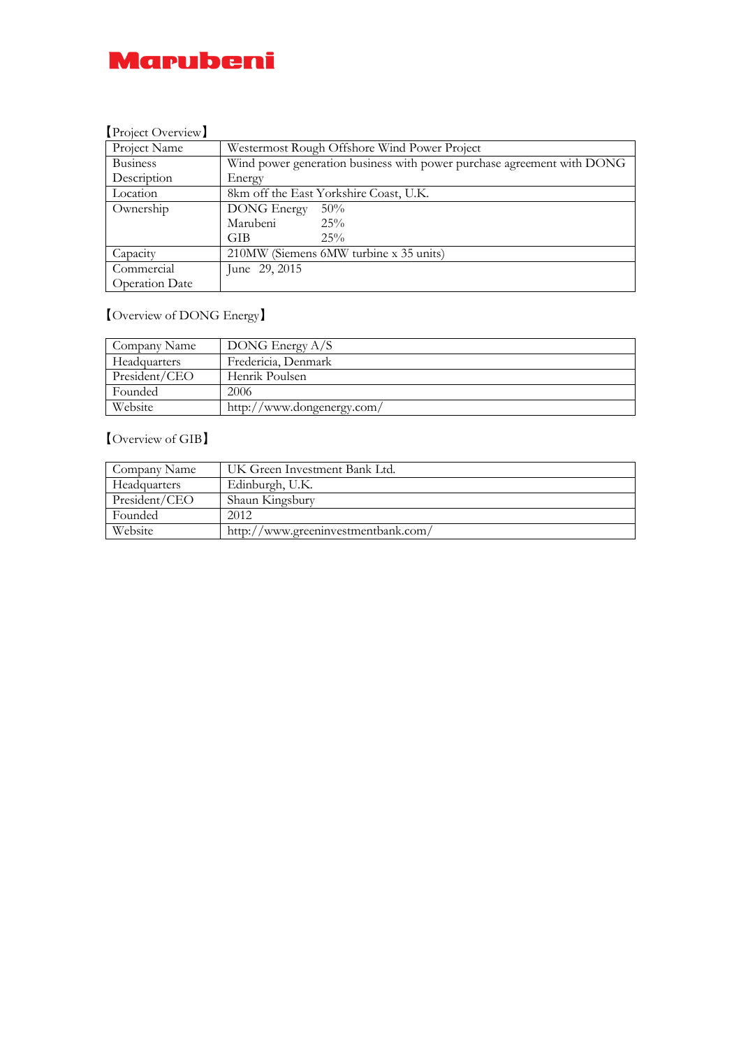【Project Overview】

| | |
|---|---|
| Project Name | Westermost Rough Offshore Wind Power Project |
| Business Description | Wind power generation business with power purchase agreement with DONG Energy |
| Location | 8km off the East Yorkshire Coast, U.K. |
| Ownership | DONG Energy 50%<br>Marubeni 25%<br>GIB 25% |
| Capacity | 210MW (Siemens 6MW turbine x 35 units) |
| Commercial Operation Date | June 29, 2015 |

【Overview of DONG Energy】

| | |
|---|---|
| Company Name | DONG Energy A/S |
| Headquarters | Fredericia, Denmark |
| President/CEO | Henrik Poulsen |
| Founded | 2006 |
| Website | http://www.dongenergy.com/ |

【Overview of GIB】

| | |
|---|---|
| Company Name | UK Green Investment Bank Ltd. |
| Headquarters | Edinburgh, U.K. |
| President/CEO | Shaun Kingsbury |
| Founded | 2012 |
| Website | http://www.greeninvestmentbank.com/ |